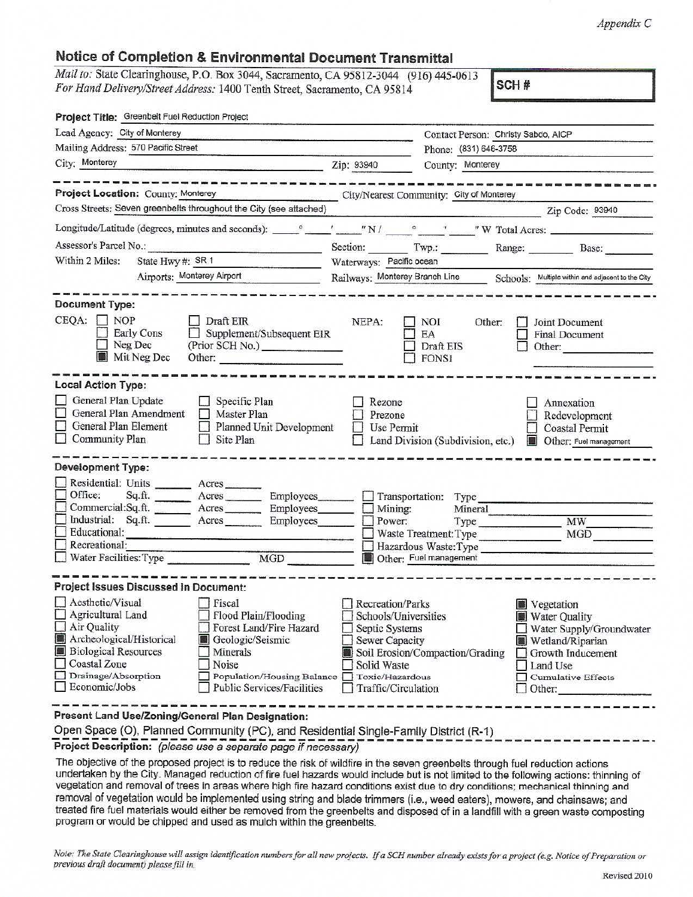*Appendix C*

## Notice of Completion & Environmental Document Transmittal

*Mail to:* State Clearinghouse, P.O. Box 3044, Sacramento, CA 95812-3044 (916) 445-0613
*For Hand Delivery/Street Address:* 1400 Tenth Street, Sacramento, CA 95814

**SCH #**

**Project Title:** Greenbelt Fuel Reduction Project

Lead Agency: City of Monterey — Contact Person: Christy Sabdo, AICP
Mailing Address: 570 Pacific Street — Phone: (831) 646-3758
City: Monterey — Zip: 93940 — County: Monterey

---

**Project Location:** County: Monterey — City/Nearest Community: City of Monterey
Cross Streets: Seven greenbelts throughout the City (see attached) — Zip Code: 93940
Longitude/Latitude (degrees, minutes and seconds): ___° ___′ ___″ N / ___° ___′ ___″ W Total Acres: ___
Assessor's Parcel No.: ___ Section: ___ Twp.: ___ Range: ___ Base: ___
Within 2 Miles: State Hwy #: SR 1 — Waterways: Pacific ocean
Airports: Monterey Airport — Railways: Monterey Branch Line — Schools: Multiple within and adjacent to the City

---

**Document Type:**

CEQA: ☐ NOP ☐ Early Cons ☐ Neg Dec ☒ Mit Neg Dec ☐ Draft EIR ☐ Supplement/Subsequent EIR (Prior SCH No.) ___ Other: ___
NEPA: ☐ NOI ☐ EA ☐ Draft EIS ☐ FONSI
Other: ☐ Joint Document ☐ Final Document ☐ Other: ___

---

**Local Action Type:**

☐ General Plan Update ☐ General Plan Amendment ☐ General Plan Element ☐ Community Plan ☐ Specific Plan ☐ Master Plan ☐ Planned Unit Development ☐ Site Plan ☐ Rezone ☐ Prezone ☐ Use Permit ☐ Land Division (Subdivision, etc.) ☐ Annexation ☐ Redevelopment ☐ Coastal Permit ☒ Other: Fuel management

---

**Development Type:**

☐ Residential: Units ___ Acres ___
☐ Office: Sq.ft. ___ Acres ___ Employees ___
☐ Commercial: Sq.ft. ___ Acres ___ Employees ___
☐ Industrial: Sq.ft. ___ Acres ___ Employees ___
☐ Educational: ___
☐ Recreational: ___
☐ Water Facilities: Type ___ MGD ___
☐ Transportation: Type ___
☐ Mining: Mineral ___
☐ Power: Type ___ MW ___
☐ Waste Treatment: Type ___ MGD ___
☐ Hazardous Waste: Type ___
☒ Other: Fuel management

---

**Project Issues Discussed in Document:**

☐ Aesthetic/Visual ☐ Agricultural Land ☐ Air Quality ☒ Archeological/Historical ☒ Biological Resources ☐ Coastal Zone ☐ Drainage/Absorption ☐ Economic/Jobs ☐ Fiscal ☐ Flood Plain/Flooding ☐ Forest Land/Fire Hazard ☒ Geologic/Seismic ☐ Minerals ☐ Noise ☐ Population/Housing Balance ☐ Public Services/Facilities ☐ Recreation/Parks ☐ Schools/Universities ☐ Septic Systems ☐ Sewer Capacity ☒ Soil Erosion/Compaction/Grading ☐ Solid Waste ☐ Toxic/Hazardous ☐ Traffic/Circulation ☒ Vegetation ☒ Water Quality ☐ Water Supply/Groundwater ☒ Wetland/Riparian ☐ Growth Inducement ☐ Land Use ☐ Cumulative Effects ☐ Other: ___

---

**Present Land Use/Zoning/General Plan Designation:**

Open Space (O), Planned Community (PC), and Residential Single-Family District (R-1)

**Project Description:** *(please use a separate page if necessary)*

The objective of the proposed project is to reduce the risk of wildfire in the seven greenbelts through fuel reduction actions undertaken by the City. Managed reduction of fire fuel hazards would include but is not limited to the following actions: thinning of vegetation and removal of trees in areas where high fire hazard conditions exist due to dry conditions; mechanical thinning and removal of vegetation would be implemented using string and blade trimmers (i.e., weed eaters), mowers, and chainsaws; and treated fire fuel materials would either be removed from the greenbelts and disposed of in a landfill with a green waste composting program or would be chipped and used as mulch within the greenbelts.

*Note: The State Clearinghouse will assign identification numbers for all new projects. If a SCH number already exists for a project (e.g. Notice of Preparation or previous draft document) please fill in.*

Revised 2010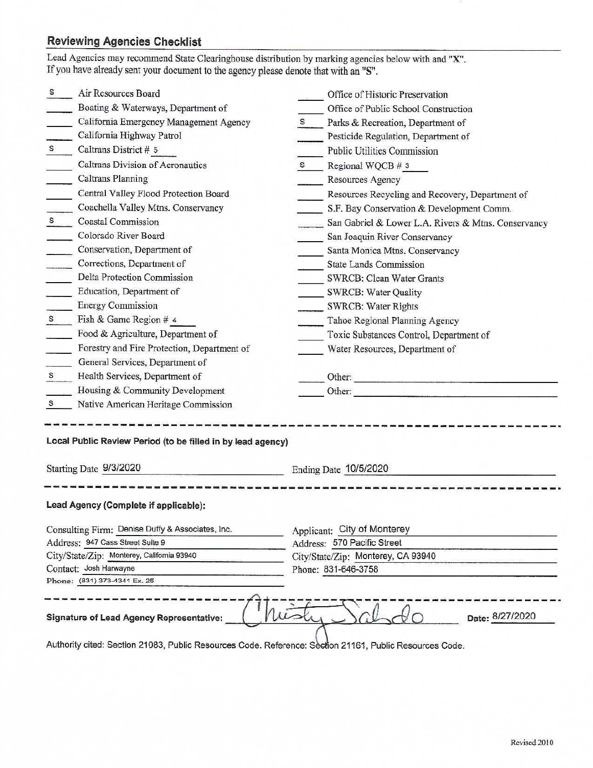## Reviewing Agencies Checklist

Lead Agencies may recommend State Clearinghouse distribution by marking agencies below with and "X".
If you have already sent your document to the agency please denote that with an "S".

- S Air Resources Board
- ___ Boating & Waterways, Department of
- ___ California Emergency Management Agency
- ___ California Highway Patrol
- S Caltrans District # 5
- ___ Caltrans Division of Aeronautics
- ___ Caltrans Planning
- ___ Central Valley Flood Protection Board
- ___ Coachella Valley Mtns. Conservancy
- S Coastal Commission
- ___ Colorado River Board
- ___ Conservation, Department of
- ___ Corrections, Department of
- ___ Delta Protection Commission
- ___ Education, Department of
- ___ Energy Commission
- S Fish & Game Region # 4
- ___ Food & Agriculture, Department of
- ___ Forestry and Fire Protection, Department of
- ___ General Services, Department of
- S Health Services, Department of
- ___ Housing & Community Development
- S Native American Heritage Commission
- ___ Office of Historic Preservation
- ___ Office of Public School Construction
- S Parks & Recreation, Department of
- ___ Pesticide Regulation, Department of
- ___ Public Utilities Commission
- S Regional WQCB # 3
- ___ Resources Agency
- ___ Resources Recycling and Recovery, Department of
- ___ S.F. Bay Conservation & Development Comm.
- ___ San Gabriel & Lower L.A. Rivers & Mtns. Conservancy
- ___ San Joaquin River Conservancy
- ___ Santa Monica Mtns. Conservancy
- ___ State Lands Commission
- ___ SWRCB: Clean Water Grants
- ___ SWRCB: Water Quality
- ___ SWRCB: Water Rights
- ___ Tahoe Regional Planning Agency
- ___ Toxic Substances Control, Department of
- ___ Water Resources, Department of
- ___ Other: ___
- ___ Other: ___

---

**Local Public Review Period (to be filled in by lead agency)**

Starting Date 9/3/2020 Ending Date 10/5/2020

---

**Lead Agency (Complete if applicable):**

Consulting Firm: Denise Duffy & Associates, Inc.
Address: 947 Cass Street Suite 9
City/State/Zip: Monterey, California 93940
Contact: Josh Harwayne
Phone: (831) 373-4341 Ex. 25

Applicant: City of Monterey
Address: 570 Pacific Street
City/State/Zip: Monterey, CA 93940
Phone: 831-646-3758

---

**Signature of Lead Agency Representative:** Christy Sabdo **Date:** 8/27/2020

Authority cited: Section 21083, Public Resources Code. Reference: Section 21161, Public Resources Code.

Revised 2010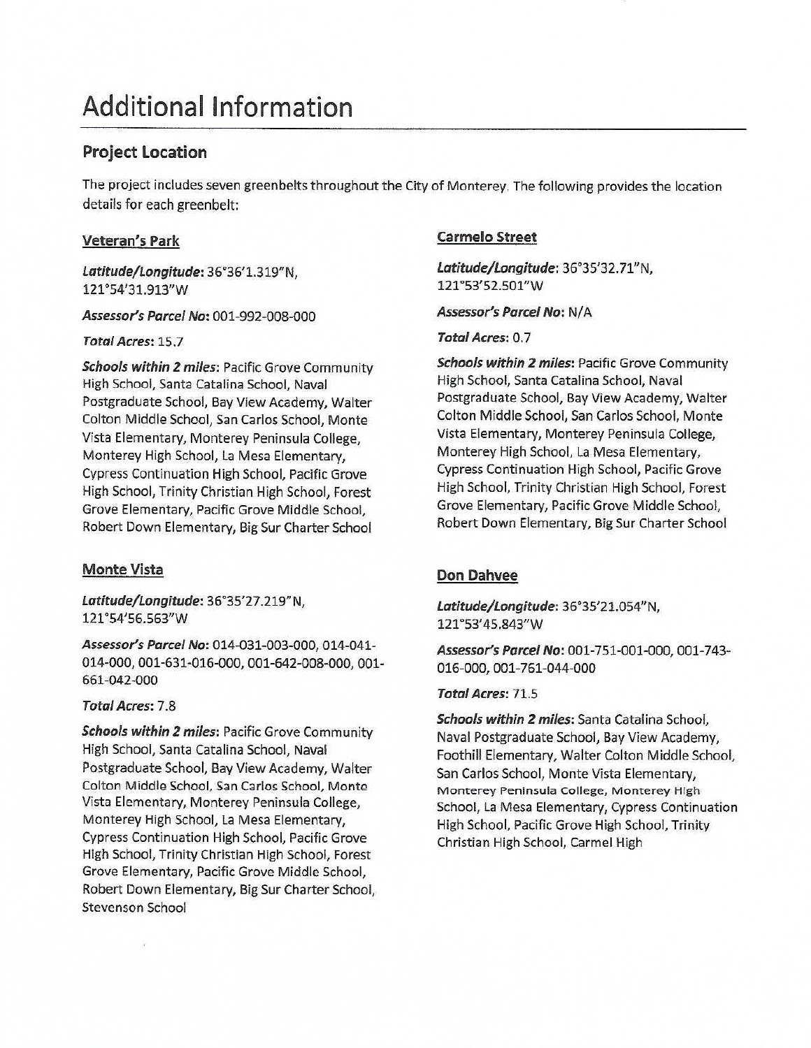# Additional Information

## Project Location

The project includes seven greenbelts throughout the City of Monterey. The following provides the location details for each greenbelt:

### Veteran's Park

***Latitude/Longitude***: 36°36'1.319"N, 121°54'31.913"W

***Assessor's Parcel No***: 001-992-008-000

***Total Acres***: 15.7

***Schools within 2 miles***: Pacific Grove Community High School, Santa Catalina School, Naval Postgraduate School, Bay View Academy, Walter Colton Middle School, San Carlos School, Monte Vista Elementary, Monterey Peninsula College, Monterey High School, La Mesa Elementary, Cypress Continuation High School, Pacific Grove High School, Trinity Christian High School, Forest Grove Elementary, Pacific Grove Middle School, Robert Down Elementary, Big Sur Charter School

### Monte Vista

***Latitude/Longitude***: 36°35'27.219"N, 121°54'56.563"W

***Assessor's Parcel No***: 014-031-003-000, 014-041-014-000, 001-631-016-000, 001-642-008-000, 001-661-042-000

***Total Acres***: 7.8

***Schools within 2 miles***: Pacific Grove Community High School, Santa Catalina School, Naval Postgraduate School, Bay View Academy, Walter Colton Middle School, San Carlos School, Monte Vista Elementary, Monterey Peninsula College, Monterey High School, La Mesa Elementary, Cypress Continuation High School, Pacific Grove High School, Trinity Christian High School, Forest Grove Elementary, Pacific Grove Middle School, Robert Down Elementary, Big Sur Charter School, Stevenson School

### Carmelo Street

***Latitude/Longitude***: 36°35'32.71"N, 121°53'52.501"W

***Assessor's Parcel No***: N/A

***Total Acres***: 0.7

***Schools within 2 miles***: Pacific Grove Community High School, Santa Catalina School, Naval Postgraduate School, Bay View Academy, Walter Colton Middle School, San Carlos School, Monte Vista Elementary, Monterey Peninsula College, Monterey High School, La Mesa Elementary, Cypress Continuation High School, Pacific Grove High School, Trinity Christian High School, Forest Grove Elementary, Pacific Grove Middle School, Robert Down Elementary, Big Sur Charter School

### Don Dahvee

***Latitude/Longitude***: 36°35'21.054"N, 121°53'45.843"W

***Assessor's Parcel No***: 001-751-001-000, 001-743-016-000, 001-761-044-000

***Total Acres***: 71.5

***Schools within 2 miles***: Santa Catalina School, Naval Postgraduate School, Bay View Academy, Foothill Elementary, Walter Colton Middle School, San Carlos School, Monte Vista Elementary, Monterey Peninsula College, Monterey High School, La Mesa Elementary, Cypress Continuation High School, Pacific Grove High School, Trinity Christian High School, Carmel High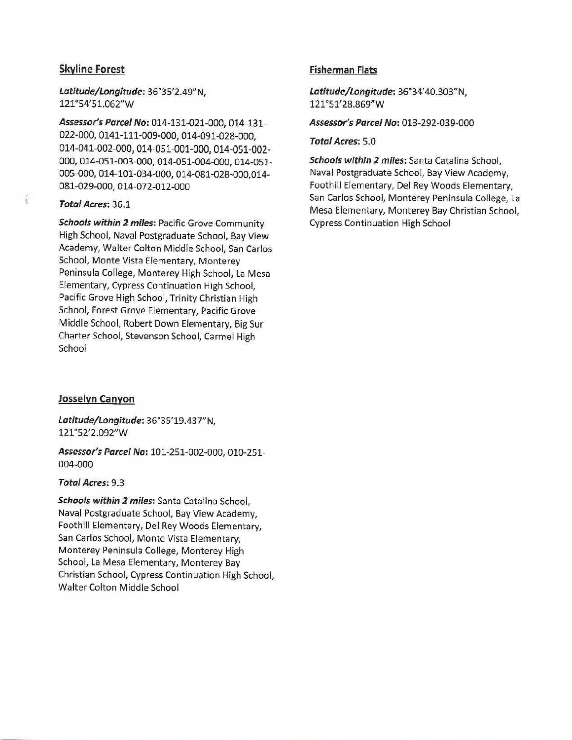## Skyline Forest

***Latitude/Longitude***: 36°35'2.49"N, 121°54'51.062"W

***Assessor's Parcel No***: 014-131-021-000, 014-131-022-000, 0141-111-009-000, 014-091-028-000, 014-041-002-000, 014-051-001-000, 014-051-002-000, 014-051-003-000, 014-051-004-000, 014-051-005-000, 014-101-034-000, 014-081-028-000,014-081-029-000, 014-072-012-000

***Total Acres***: 36.1

***Schools within 2 miles***: Pacific Grove Community High School, Naval Postgraduate School, Bay View Academy, Walter Colton Middle School, San Carlos School, Monte Vista Elementary, Monterey Peninsula College, Monterey High School, La Mesa Elementary, Cypress Continuation High School, Pacific Grove High School, Trinity Christian High School, Forest Grove Elementary, Pacific Grove Middle School, Robert Down Elementary, Big Sur Charter School, Stevenson School, Carmel High School

## Josselyn Canyon

***Latitude/Longitude***: 36°35'19.437"N, 121°52'2.092"W

***Assessor's Parcel No***: 101-251-002-000, 010-251-004-000

***Total Acres***: 9.3

***Schools within 2 miles***: Santa Catalina School, Naval Postgraduate School, Bay View Academy, Foothill Elementary, Del Rey Woods Elementary, San Carlos School, Monte Vista Elementary, Monterey Peninsula College, Monterey High School, La Mesa Elementary, Monterey Bay Christian School, Cypress Continuation High School, Walter Colton Middle School

## Fisherman Flats

***Latitude/Longitude***: 36°34'40.303"N, 121°51'28.869"W

***Assessor's Parcel No***: 013-292-039-000

***Total Acres***: 5.0

***Schools within 2 miles***: Santa Catalina School, Naval Postgraduate School, Bay View Academy, Foothill Elementary, Del Rey Woods Elementary, San Carlos School, Monterey Peninsula College, La Mesa Elementary, Monterey Bay Christian School, Cypress Continuation High School